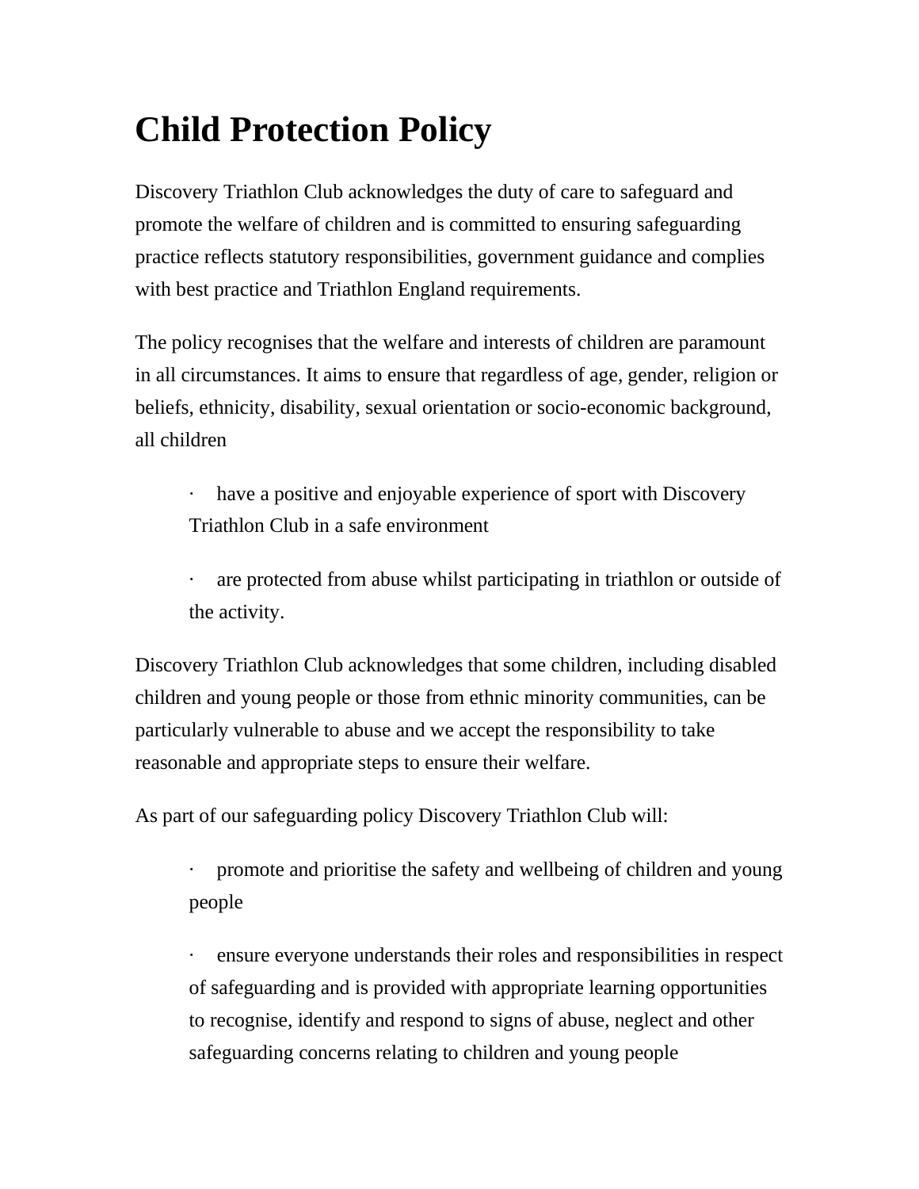# Child Protection Policy

Discovery Triathlon Club acknowledges the duty of care to safeguard and promote the welfare of children and is committed to ensuring safeguarding practice reflects statutory responsibilities, government guidance and complies with best practice and Triathlon England requirements.

The policy recognises that the welfare and interests of children are paramount in all circumstances. It aims to ensure that regardless of age, gender, religion or beliefs, ethnicity, disability, sexual orientation or socio-economic background, all children

- have a positive and enjoyable experience of sport with Discovery Triathlon Club in a safe environment
- are protected from abuse whilst participating in triathlon or outside of the activity.

Discovery Triathlon Club acknowledges that some children, including disabled children and young people or those from ethnic minority communities, can be particularly vulnerable to abuse and we accept the responsibility to take reasonable and appropriate steps to ensure their welfare.

As part of our safeguarding policy Discovery Triathlon Club will:

- promote and prioritise the safety and wellbeing of children and young people
- ensure everyone understands their roles and responsibilities in respect of safeguarding and is provided with appropriate learning opportunities to recognise, identify and respond to signs of abuse, neglect and other safeguarding concerns relating to children and young people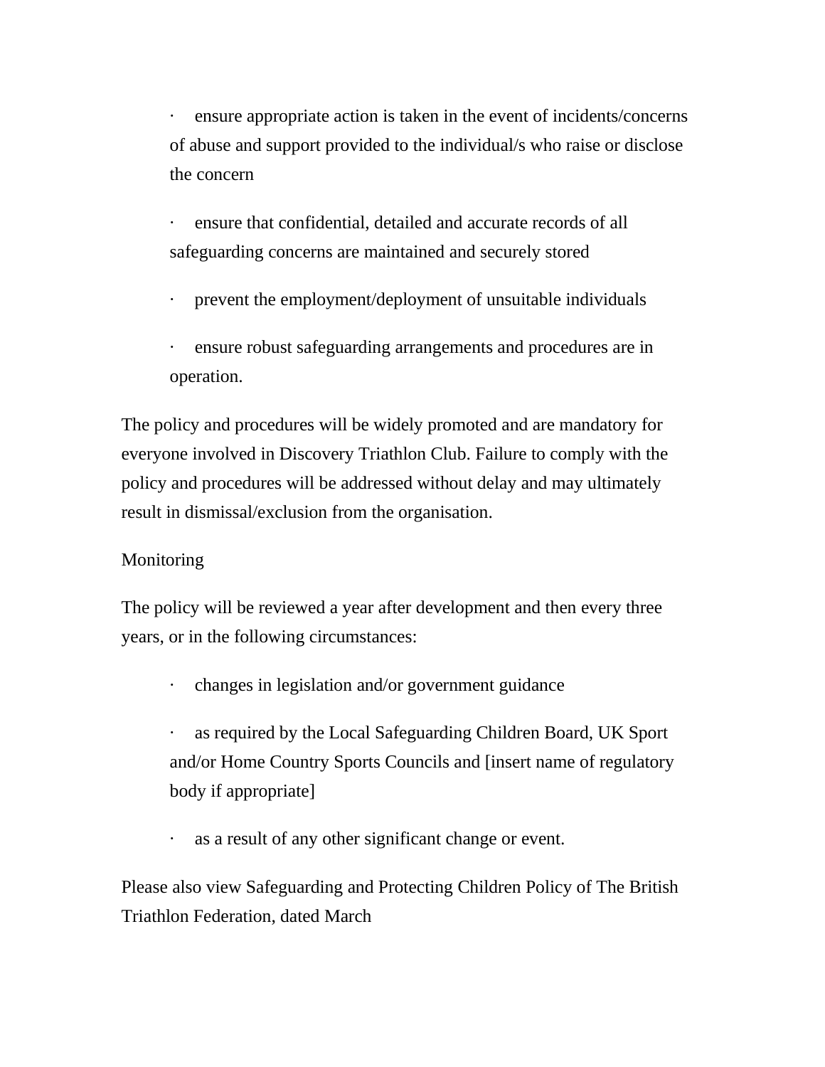- ensure appropriate action is taken in the event of incidents/concerns of abuse and support provided to the individual/s who raise or disclose the concern
- ensure that confidential, detailed and accurate records of all safeguarding concerns are maintained and securely stored
- prevent the employment/deployment of unsuitable individuals
- ensure robust safeguarding arrangements and procedures are in operation.

The policy and procedures will be widely promoted and are mandatory for everyone involved in Discovery Triathlon Club. Failure to comply with the policy and procedures will be addressed without delay and may ultimately result in dismissal/exclusion from the organisation.

Monitoring

The policy will be reviewed a year after development and then every three years, or in the following circumstances:

- changes in legislation and/or government guidance
- as required by the Local Safeguarding Children Board, UK Sport and/or Home Country Sports Councils and [insert name of regulatory body if appropriate]
- as a result of any other significant change or event.

Please also view Safeguarding and Protecting Children Policy of The British Triathlon Federation, dated March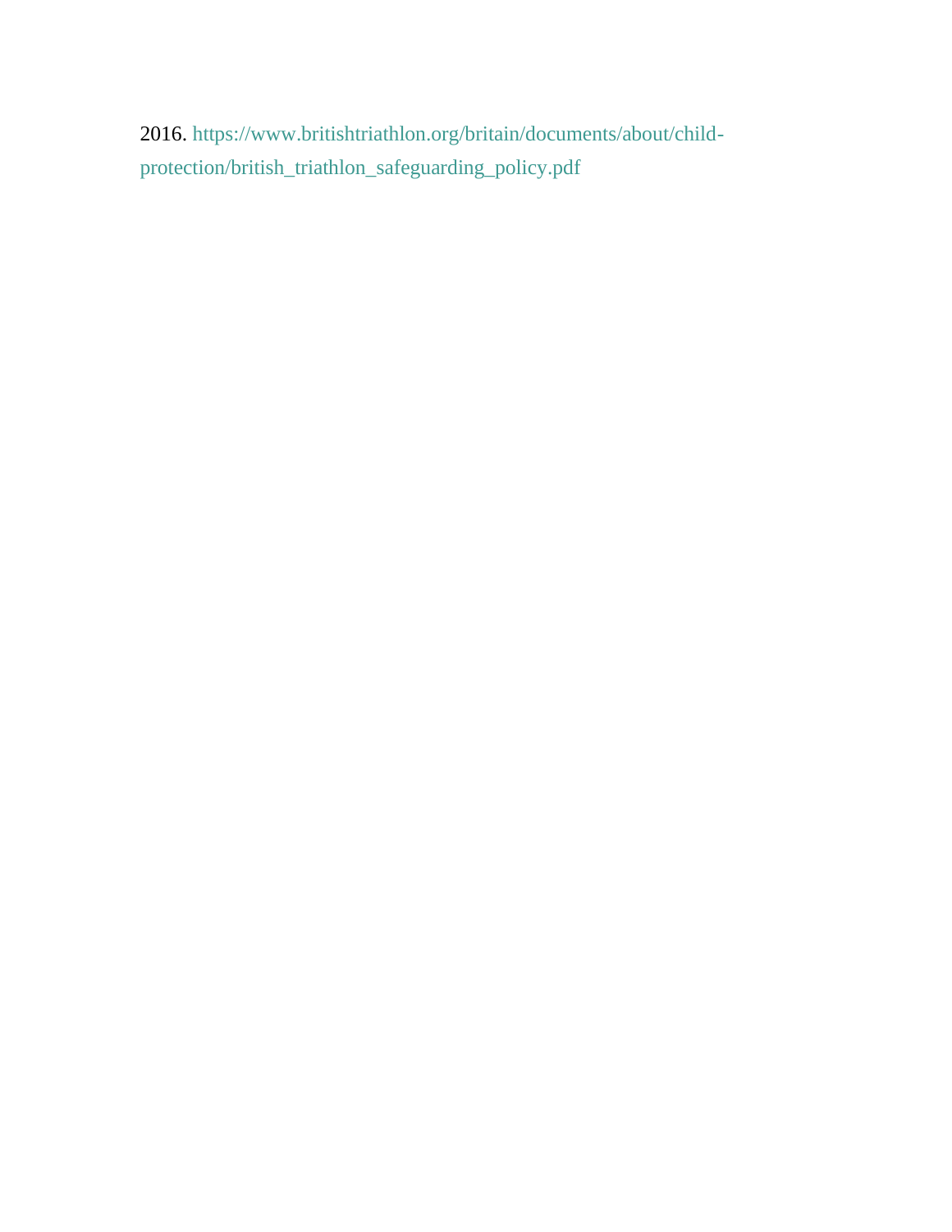2016. https://www.britishtriathlon.org/britain/documents/about/child-protection/british_triathlon_safeguarding_policy.pdf